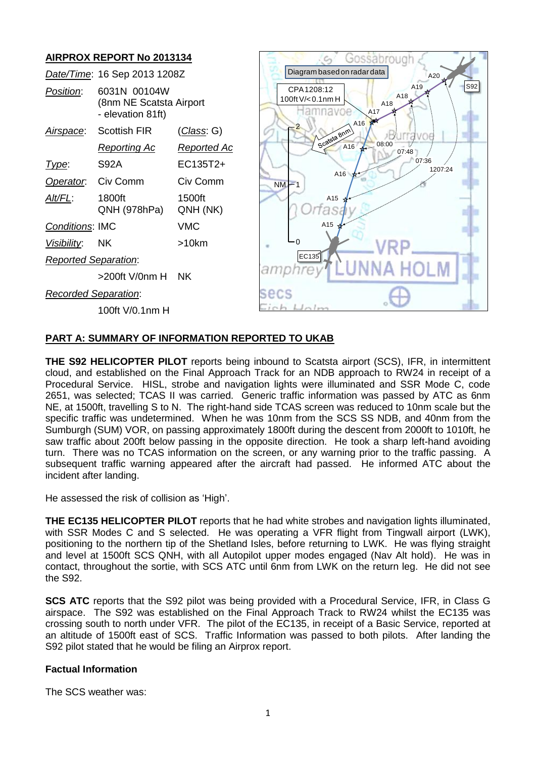# AIRPROX REPORT No 2013134

| | | |
|---|---|---|
| *Date/Time*: | 16 Sep 2013 1208Z | |
| *Position*: | 6031N 00104W (8nm NE Scatsta Airport - elevation 81ft) | |
| *Airspace*: | Scottish FIR | (*Class*: G) |
| | *Reporting Ac* | *Reported Ac* |
| *Type*: | S92A | EC135T2+ |
| *Operator*: | Civ Comm | Civ Comm |
| *Alt/FL*: | 1800ft QNH (978hPa) | 1500ft QNH (NK) |
| *Conditions*: | IMC | VMC |
| *Visibility*: | NK | >10km |
| *Reported Separation*: | | |
| | >200ft V/0nm H | NK |
| *Recorded Separation*: | | |
| | 100ft V/0.1nm H | |

## PART A: SUMMARY OF INFORMATION REPORTED TO UKAB

**THE S92 HELICOPTER PILOT** reports being inbound to Scatsta airport (SCS), IFR, in intermittent cloud, and established on the Final Approach Track for an NDB approach to RW24 in receipt of a Procedural Service. HISL, strobe and navigation lights were illuminated and SSR Mode C, code 2651, was selected; TCAS II was carried. Generic traffic information was passed by ATC as 6nm NE, at 1500ft, travelling S to N. The right-hand side TCAS screen was reduced to 10nm scale but the specific traffic was undetermined. When he was 10nm from the SCS SS NDB, and 40nm from the Sumburgh (SUM) VOR, on passing approximately 1800ft during the descent from 2000ft to 1010ft, he saw traffic about 200ft below passing in the opposite direction. He took a sharp left-hand avoiding turn. There was no TCAS information on the screen, or any warning prior to the traffic passing. A subsequent traffic warning appeared after the aircraft had passed. He informed ATC about the incident after landing.

He assessed the risk of collision as 'High'.

**THE EC135 HELICOPTER PILOT** reports that he had white strobes and navigation lights illuminated, with SSR Modes C and S selected. He was operating a VFR flight from Tingwall airport (LWK), positioning to the northern tip of the Shetland Isles, before returning to LWK. He was flying straight and level at 1500ft SCS QNH, with all Autopilot upper modes engaged (Nav Alt hold). He was in contact, throughout the sortie, with SCS ATC until 6nm from LWK on the return leg. He did not see the S92.

**SCS ATC** reports that the S92 pilot was being provided with a Procedural Service, IFR, in Class G airspace. The S92 was established on the Final Approach Track to RW24 whilst the EC135 was crossing south to north under VFR. The pilot of the EC135, in receipt of a Basic Service, reported at an altitude of 1500ft east of SCS. Traffic Information was passed to both pilots. After landing the S92 pilot stated that he would be filing an Airprox report.

### Factual Information

The SCS weather was: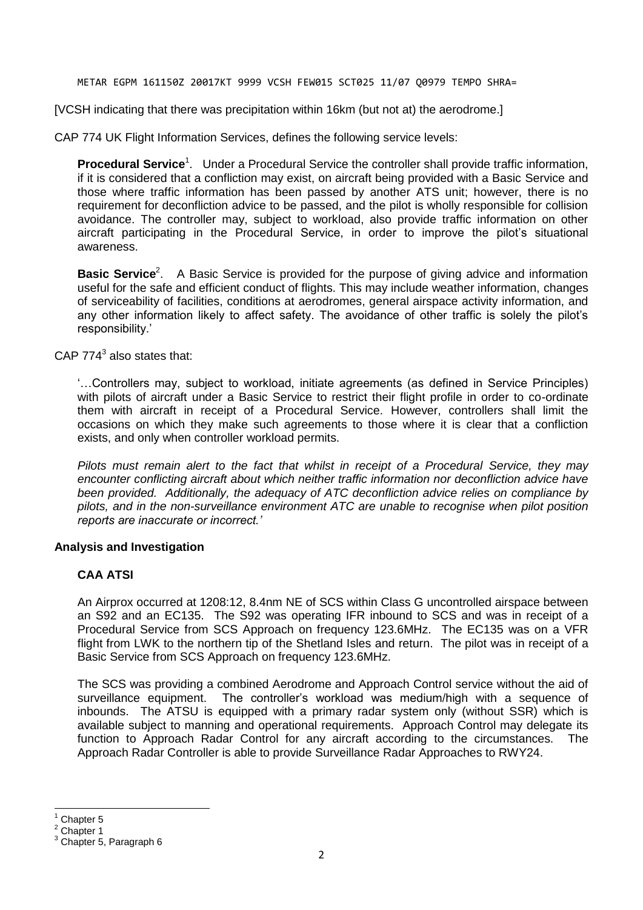```
METAR EGPM 161150Z 20017KT 9999 VCSH FEW015 SCT025 11/07 Q0979 TEMPO SHRA=
```

[VCSH indicating that there was precipitation within 16km (but not at) the aerodrome.]

CAP 774 UK Flight Information Services, defines the following service levels:

> **Procedural Service**[1]. Under a Procedural Service the controller shall provide traffic information, if it is considered that a confliction may exist, on aircraft being provided with a Basic Service and those where traffic information has been passed by another ATS unit; however, there is no requirement for deconfliction advice to be passed, and the pilot is wholly responsible for collision avoidance. The controller may, subject to workload, also provide traffic information on other aircraft participating in the Procedural Service, in order to improve the pilot's situational awareness.
>
> **Basic Service**[2]. A Basic Service is provided for the purpose of giving advice and information useful for the safe and efficient conduct of flights. This may include weather information, changes of serviceability of facilities, conditions at aerodromes, general airspace activity information, and any other information likely to affect safety. The avoidance of other traffic is solely the pilot's responsibility.'

CAP 774[3] also states that:

> '…Controllers may, subject to workload, initiate agreements (as defined in Service Principles) with pilots of aircraft under a Basic Service to restrict their flight profile in order to co-ordinate them with aircraft in receipt of a Procedural Service. However, controllers shall limit the occasions on which they make such agreements to those where it is clear that a confliction exists, and only when controller workload permits.
>
> *Pilots must remain alert to the fact that whilst in receipt of a Procedural Service, they may encounter conflicting aircraft about which neither traffic information nor deconfliction advice have been provided. Additionally, the adequacy of ATC deconfliction advice relies on compliance by pilots, and in the non-surveillance environment ATC are unable to recognise when pilot position reports are inaccurate or incorrect.'*

## Analysis and Investigation

### CAA ATSI

An Airprox occurred at 1208:12, 8.4nm NE of SCS within Class G uncontrolled airspace between an S92 and an EC135. The S92 was operating IFR inbound to SCS and was in receipt of a Procedural Service from SCS Approach on frequency 123.6MHz. The EC135 was on a VFR flight from LWK to the northern tip of the Shetland Isles and return. The pilot was in receipt of a Basic Service from SCS Approach on frequency 123.6MHz.

The SCS was providing a combined Aerodrome and Approach Control service without the aid of surveillance equipment. The controller's workload was medium/high with a sequence of inbounds. The ATSU is equipped with a primary radar system only (without SSR) which is available subject to manning and operational requirements. Approach Control may delegate its function to Approach Radar Control for any aircraft according to the circumstances. The Approach Radar Controller is able to provide Surveillance Radar Approaches to RWY24.

---

[1] Chapter 5
[2] Chapter 1
[3] Chapter 5, Paragraph 6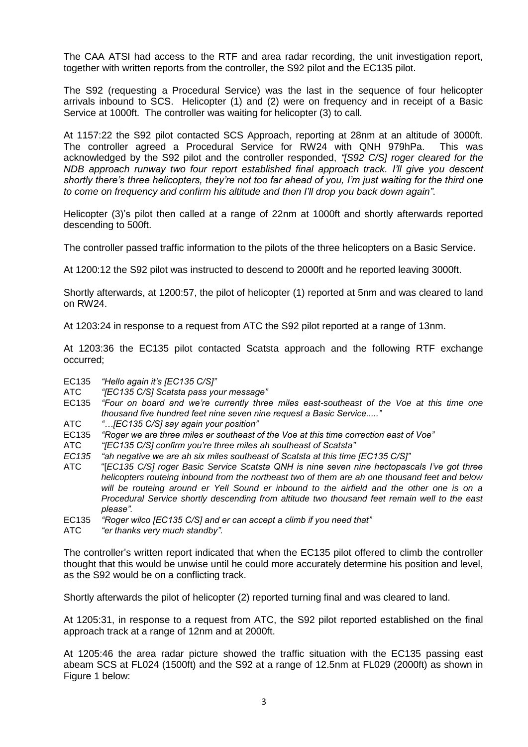The CAA ATSI had access to the RTF and area radar recording, the unit investigation report, together with written reports from the controller, the S92 pilot and the EC135 pilot.

The S92 (requesting a Procedural Service) was the last in the sequence of four helicopter arrivals inbound to SCS. Helicopter (1) and (2) were on frequency and in receipt of a Basic Service at 1000ft. The controller was waiting for helicopter (3) to call.

At 1157:22 the S92 pilot contacted SCS Approach, reporting at 28nm at an altitude of 3000ft. The controller agreed a Procedural Service for RW24 with QNH 979hPa. This was acknowledged by the S92 pilot and the controller responded, *"[S92 C/S] roger cleared for the NDB approach runway two four report established final approach track. I'll give you descent shortly there's three helicopters, they're not too far ahead of you, I'm just waiting for the third one to come on frequency and confirm his altitude and then I'll drop you back down again"*.

Helicopter (3)'s pilot then called at a range of 22nm at 1000ft and shortly afterwards reported descending to 500ft.

The controller passed traffic information to the pilots of the three helicopters on a Basic Service.

At 1200:12 the S92 pilot was instructed to descend to 2000ft and he reported leaving 3000ft.

Shortly afterwards, at 1200:57, the pilot of helicopter (1) reported at 5nm and was cleared to land on RW24.

At 1203:24 in response to a request from ATC the S92 pilot reported at a range of 13nm.

At 1203:36 the EC135 pilot contacted Scatsta approach and the following RTF exchange occurred;

EC135 *"Hello again it's [EC135 C/S]"*
ATC *"[EC135 C/S] Scatsta pass your message"*
EC135 *"Four on board and we're currently three miles east-southeast of the Voe at this time one thousand five hundred feet nine seven nine request a Basic Service....."*
ATC *"…[EC135 C/S] say again your position"*
EC135 *"Roger we are three miles er southeast of the Voe at this time correction east of Voe"*
ATC *"[EC135 C/S] confirm you're three miles ah southeast of Scatsta"*
*EC135 "ah negative we are ah six miles southeast of Scatsta at this time [EC135 C/S]"*
ATC "[*EC135 C/S] roger Basic Service Scatsta QNH is nine seven nine hectopascals I've got three helicopters routeing inbound from the northeast two of them are ah one thousand feet and below will be routeing around er Yell Sound er inbound to the airfield and the other one is on a Procedural Service shortly descending from altitude two thousand feet remain well to the east please"*.
EC135 *"Roger wilco [EC135 C/S] and er can accept a climb if you need that"*
ATC *"er thanks very much standby".*

The controller's written report indicated that when the EC135 pilot offered to climb the controller thought that this would be unwise until he could more accurately determine his position and level, as the S92 would be on a conflicting track.

Shortly afterwards the pilot of helicopter (2) reported turning final and was cleared to land.

At 1205:31, in response to a request from ATC, the S92 pilot reported established on the final approach track at a range of 12nm and at 2000ft.

At 1205:46 the area radar picture showed the traffic situation with the EC135 passing east abeam SCS at FL024 (1500ft) and the S92 at a range of 12.5nm at FL029 (2000ft) as shown in Figure 1 below: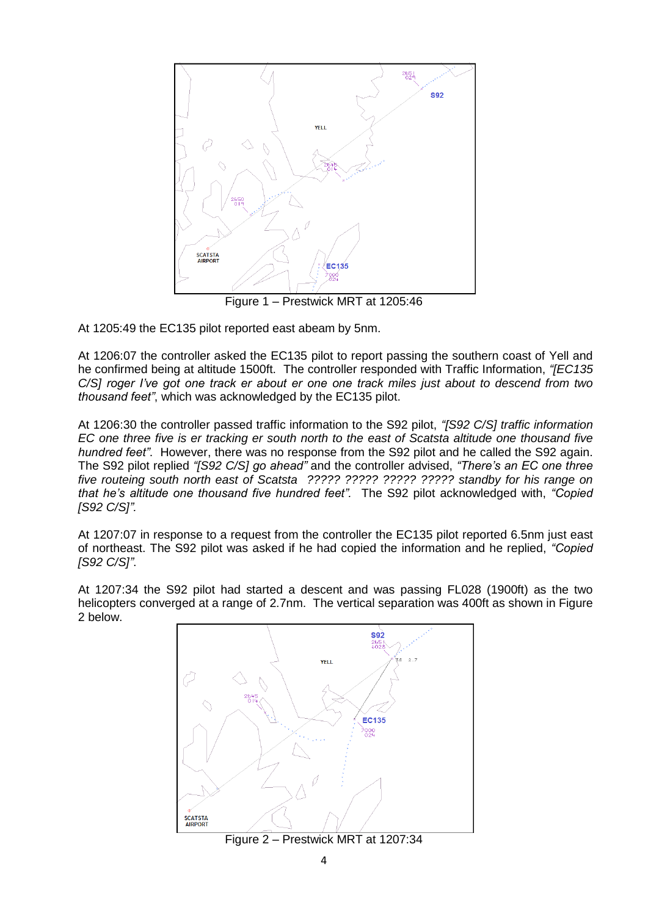Figure 1 – Prestwick MRT at 1205:46

At 1205:49 the EC135 pilot reported east abeam by 5nm.

At 1206:07 the controller asked the EC135 pilot to report passing the southern coast of Yell and he confirmed being at altitude 1500ft. The controller responded with Traffic Information, *"[EC135 C/S] roger I've got one track er about er one one track miles just about to descend from two thousand feet"*, which was acknowledged by the EC135 pilot.

At 1206:30 the controller passed traffic information to the S92 pilot, *"[S92 C/S] traffic information EC one three five is er tracking er south north to the east of Scatsta altitude one thousand five hundred feet"*. However, there was no response from the S92 pilot and he called the S92 again. The S92 pilot replied *"[S92 C/S] go ahead"* and the controller advised, *"There's an EC one three five routeing south north east of Scatsta ????? ????? ????? ????? standby for his range on that he's altitude one thousand five hundred feet"*. The S92 pilot acknowledged with, *"Copied [S92 C/S]"*.

At 1207:07 in response to a request from the controller the EC135 pilot reported 6.5nm just east of northeast. The S92 pilot was asked if he had copied the information and he replied, *"Copied [S92 C/S]"*.

At 1207:34 the S92 pilot had started a descent and was passing FL028 (1900ft) as the two helicopters converged at a range of 2.7nm. The vertical separation was 400ft as shown in Figure 2 below.

Figure 2 – Prestwick MRT at 1207:34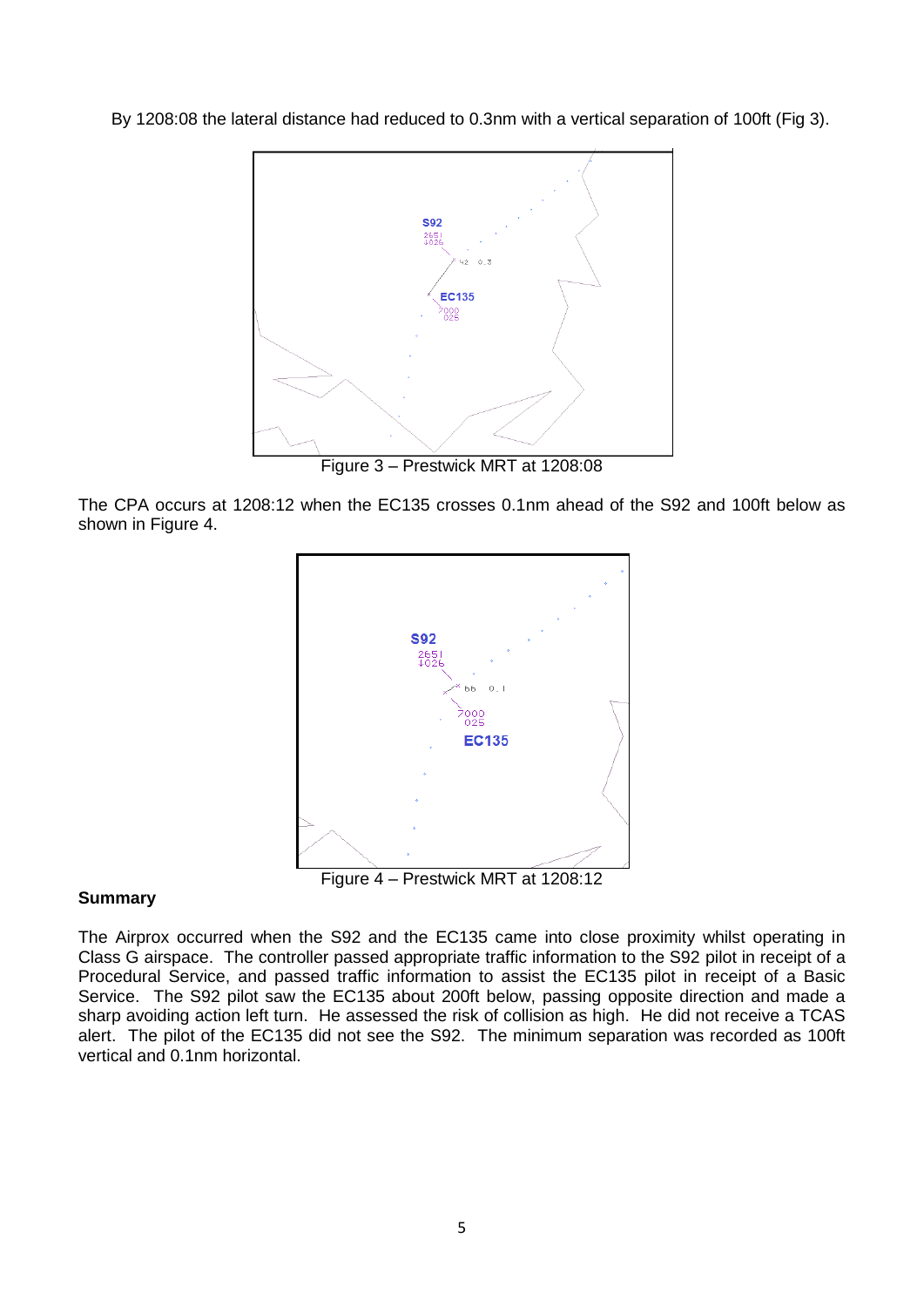By 1208:08 the lateral distance had reduced to 0.3nm with a vertical separation of 100ft (Fig 3).

Figure 3 – Prestwick MRT at 1208:08

The CPA occurs at 1208:12 when the EC135 crosses 0.1nm ahead of the S92 and 100ft below as shown in Figure 4.

Figure 4 – Prestwick MRT at 1208:12

**Summary**

The Airprox occurred when the S92 and the EC135 came into close proximity whilst operating in Class G airspace. The controller passed appropriate traffic information to the S92 pilot in receipt of a Procedural Service, and passed traffic information to assist the EC135 pilot in receipt of a Basic Service. The S92 pilot saw the EC135 about 200ft below, passing opposite direction and made a sharp avoiding action left turn. He assessed the risk of collision as high. He did not receive a TCAS alert. The pilot of the EC135 did not see the S92. The minimum separation was recorded as 100ft vertical and 0.1nm horizontal.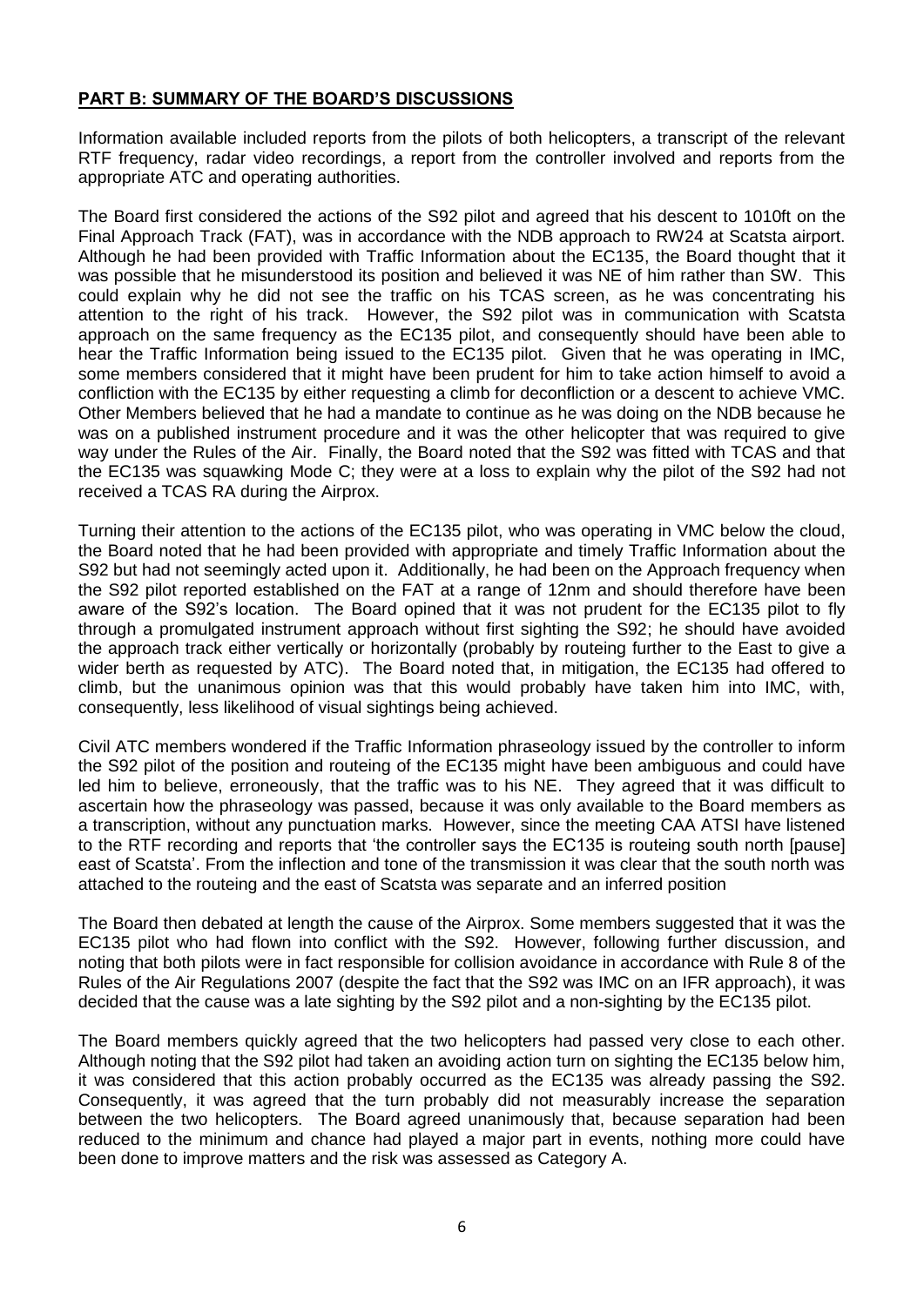## PART B: SUMMARY OF THE BOARD'S DISCUSSIONS

Information available included reports from the pilots of both helicopters, a transcript of the relevant RTF frequency, radar video recordings, a report from the controller involved and reports from the appropriate ATC and operating authorities.

The Board first considered the actions of the S92 pilot and agreed that his descent to 1010ft on the Final Approach Track (FAT), was in accordance with the NDB approach to RW24 at Scatsta airport. Although he had been provided with Traffic Information about the EC135, the Board thought that it was possible that he misunderstood its position and believed it was NE of him rather than SW. This could explain why he did not see the traffic on his TCAS screen, as he was concentrating his attention to the right of his track. However, the S92 pilot was in communication with Scatsta approach on the same frequency as the EC135 pilot, and consequently should have been able to hear the Traffic Information being issued to the EC135 pilot. Given that he was operating in IMC, some members considered that it might have been prudent for him to take action himself to avoid a confliction with the EC135 by either requesting a climb for deconfliction or a descent to achieve VMC. Other Members believed that he had a mandate to continue as he was doing on the NDB because he was on a published instrument procedure and it was the other helicopter that was required to give way under the Rules of the Air. Finally, the Board noted that the S92 was fitted with TCAS and that the EC135 was squawking Mode C; they were at a loss to explain why the pilot of the S92 had not received a TCAS RA during the Airprox.

Turning their attention to the actions of the EC135 pilot, who was operating in VMC below the cloud, the Board noted that he had been provided with appropriate and timely Traffic Information about the S92 but had not seemingly acted upon it. Additionally, he had been on the Approach frequency when the S92 pilot reported established on the FAT at a range of 12nm and should therefore have been aware of the S92's location. The Board opined that it was not prudent for the EC135 pilot to fly through a promulgated instrument approach without first sighting the S92; he should have avoided the approach track either vertically or horizontally (probably by routeing further to the East to give a wider berth as requested by ATC). The Board noted that, in mitigation, the EC135 had offered to climb, but the unanimous opinion was that this would probably have taken him into IMC, with, consequently, less likelihood of visual sightings being achieved.

Civil ATC members wondered if the Traffic Information phraseology issued by the controller to inform the S92 pilot of the position and routeing of the EC135 might have been ambiguous and could have led him to believe, erroneously, that the traffic was to his NE. They agreed that it was difficult to ascertain how the phraseology was passed, because it was only available to the Board members as a transcription, without any punctuation marks. However, since the meeting CAA ATSI have listened to the RTF recording and reports that 'the controller says the EC135 is routeing south north [pause] east of Scatsta'. From the inflection and tone of the transmission it was clear that the south north was attached to the routeing and the east of Scatsta was separate and an inferred position

The Board then debated at length the cause of the Airprox. Some members suggested that it was the EC135 pilot who had flown into conflict with the S92. However, following further discussion, and noting that both pilots were in fact responsible for collision avoidance in accordance with Rule 8 of the Rules of the Air Regulations 2007 (despite the fact that the S92 was IMC on an IFR approach), it was decided that the cause was a late sighting by the S92 pilot and a non-sighting by the EC135 pilot.

The Board members quickly agreed that the two helicopters had passed very close to each other. Although noting that the S92 pilot had taken an avoiding action turn on sighting the EC135 below him, it was considered that this action probably occurred as the EC135 was already passing the S92. Consequently, it was agreed that the turn probably did not measurably increase the separation between the two helicopters. The Board agreed unanimously that, because separation had been reduced to the minimum and chance had played a major part in events, nothing more could have been done to improve matters and the risk was assessed as Category A.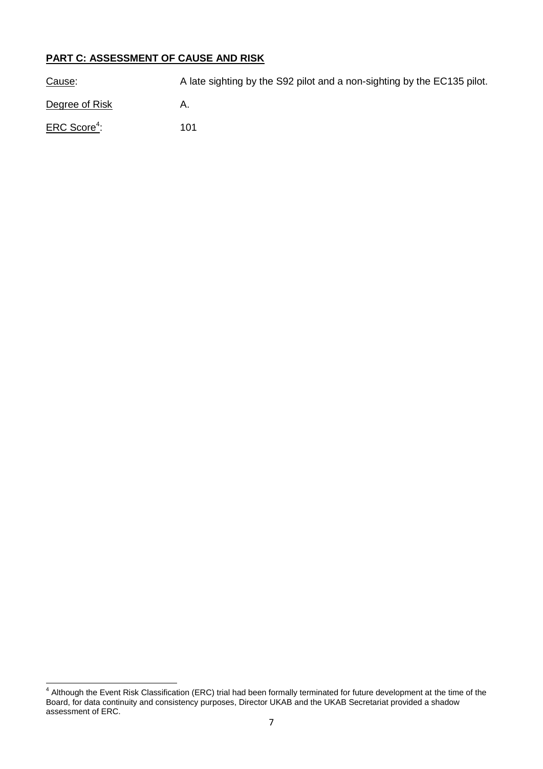**PART C: ASSESSMENT OF CAUSE AND RISK**

Cause: A late sighting by the S92 pilot and a non-sighting by the EC135 pilot.

Degree of Risk A.

ERC Score[4]: 101

[4] Although the Event Risk Classification (ERC) trial had been formally terminated for future development at the time of the Board, for data continuity and consistency purposes, Director UKAB and the UKAB Secretariat provided a shadow assessment of ERC.